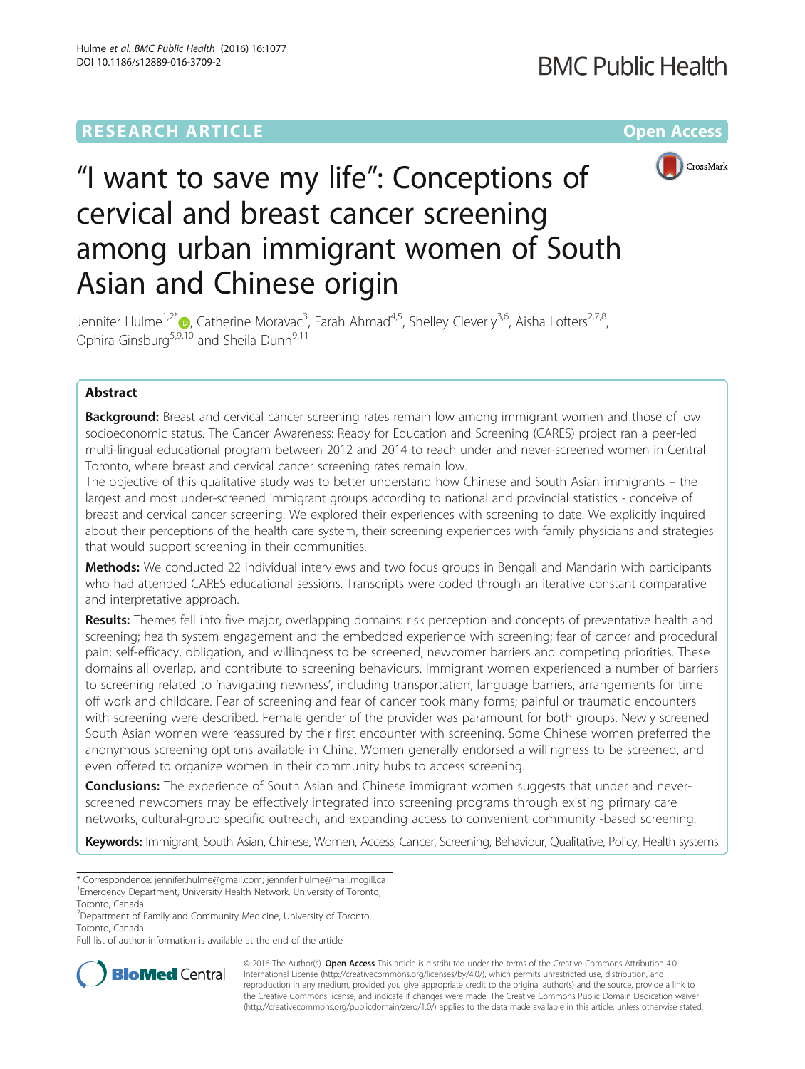RESEARCH ARTICLE

Open Access

# "I want to save my life": Conceptions of cervical and breast cancer screening among urban immigrant women of South Asian and Chinese origin

Jennifer Hulme[1,2*], Catherine Moravac[3], Farah Ahmad[4,5], Shelley Cleverly[3,6], Aisha Lofters[2,7,8], Ophira Ginsburg[5,9,10] and Sheila Dunn[9,11]

## Abstract

**Background:** Breast and cervical cancer screening rates remain low among immigrant women and those of low socioeconomic status. The Cancer Awareness: Ready for Education and Screening (CARES) project ran a peer-led multi-lingual educational program between 2012 and 2014 to reach under and never-screened women in Central Toronto, where breast and cervical cancer screening rates remain low.

The objective of this qualitative study was to better understand how Chinese and South Asian immigrants – the largest and most under-screened immigrant groups according to national and provincial statistics - conceive of breast and cervical cancer screening. We explored their experiences with screening to date. We explicitly inquired about their perceptions of the health care system, their screening experiences with family physicians and strategies that would support screening in their communities.

**Methods:** We conducted 22 individual interviews and two focus groups in Bengali and Mandarin with participants who had attended CARES educational sessions. Transcripts were coded through an iterative constant comparative and interpretative approach.

**Results:** Themes fell into five major, overlapping domains: risk perception and concepts of preventative health and screening; health system engagement and the embedded experience with screening; fear of cancer and procedural pain; self-efficacy, obligation, and willingness to be screened; newcomer barriers and competing priorities. These domains all overlap, and contribute to screening behaviours. Immigrant women experienced a number of barriers to screening related to 'navigating newness', including transportation, language barriers, arrangements for time off work and childcare. Fear of screening and fear of cancer took many forms; painful or traumatic encounters with screening were described. Female gender of the provider was paramount for both groups. Newly screened South Asian women were reassured by their first encounter with screening. Some Chinese women preferred the anonymous screening options available in China. Women generally endorsed a willingness to be screened, and even offered to organize women in their community hubs to access screening.

**Conclusions:** The experience of South Asian and Chinese immigrant women suggests that under and never-screened newcomers may be effectively integrated into screening programs through existing primary care networks, cultural-group specific outreach, and expanding access to convenient community -based screening.

**Keywords:** Immigrant, South Asian, Chinese, Women, Access, Cancer, Screening, Behaviour, Qualitative, Policy, Health systems

\* Correspondence: jennifer.hulme@gmail.com; jennifer.hulme@mail.mcgill.ca

[1]Emergency Department, University Health Network, University of Toronto, Toronto, Canada

[2]Department of Family and Community Medicine, University of Toronto, Toronto, Canada

Full list of author information is available at the end of the article

© 2016 The Author(s). **Open Access** This article is distributed under the terms of the Creative Commons Attribution 4.0 International License (http://creativecommons.org/licenses/by/4.0/), which permits unrestricted use, distribution, and reproduction in any medium, provided you give appropriate credit to the original author(s) and the source, provide a link to the Creative Commons license, and indicate if changes were made. The Creative Commons Public Domain Dedication waiver (http://creativecommons.org/publicdomain/zero/1.0/) applies to the data made available in this article, unless otherwise stated.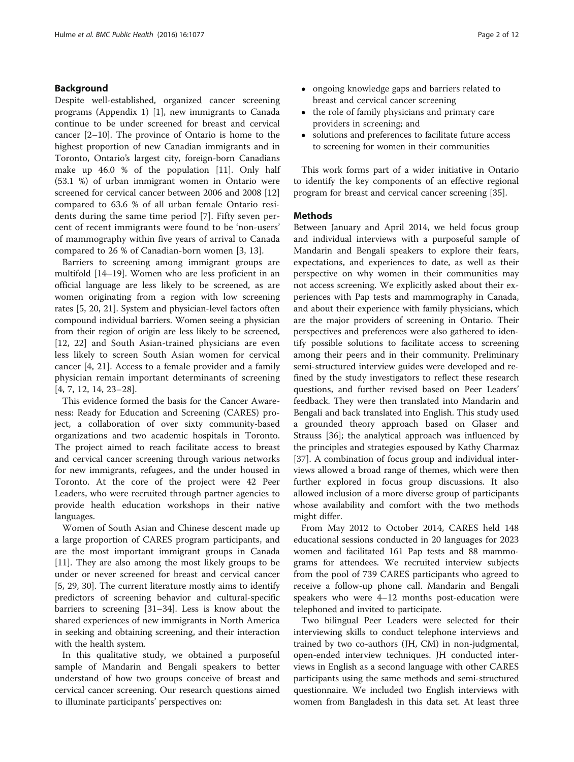## Background

Despite well-established, organized cancer screening programs (Appendix 1) [1], new immigrants to Canada continue to be under screened for breast and cervical cancer [2–10]. The province of Ontario is home to the highest proportion of new Canadian immigrants and in Toronto, Ontario's largest city, foreign-born Canadians make up 46.0 % of the population [11]. Only half (53.1 %) of urban immigrant women in Ontario were screened for cervical cancer between 2006 and 2008 [12] compared to 63.6 % of all urban female Ontario residents during the same time period [7]. Fifty seven percent of recent immigrants were found to be 'non-users' of mammography within five years of arrival to Canada compared to 26 % of Canadian-born women [3, 13].

Barriers to screening among immigrant groups are multifold [14–19]. Women who are less proficient in an official language are less likely to be screened, as are women originating from a region with low screening rates [5, 20, 21]. System and physician-level factors often compound individual barriers. Women seeing a physician from their region of origin are less likely to be screened, [12, 22] and South Asian-trained physicians are even less likely to screen South Asian women for cervical cancer [4, 21]. Access to a female provider and a family physician remain important determinants of screening [4, 7, 12, 14, 23–28].

This evidence formed the basis for the Cancer Awareness: Ready for Education and Screening (CARES) project, a collaboration of over sixty community-based organizations and two academic hospitals in Toronto. The project aimed to reach facilitate access to breast and cervical cancer screening through various networks for new immigrants, refugees, and the under housed in Toronto. At the core of the project were 42 Peer Leaders, who were recruited through partner agencies to provide health education workshops in their native languages.

Women of South Asian and Chinese descent made up a large proportion of CARES program participants, and are the most important immigrant groups in Canada [11]. They are also among the most likely groups to be under or never screened for breast and cervical cancer [5, 29, 30]. The current literature mostly aims to identify predictors of screening behavior and cultural-specific barriers to screening [31–34]. Less is know about the shared experiences of new immigrants in North America in seeking and obtaining screening, and their interaction with the health system.

In this qualitative study, we obtained a purposeful sample of Mandarin and Bengali speakers to better understand of how two groups conceive of breast and cervical cancer screening. Our research questions aimed to illuminate participants' perspectives on:

- ongoing knowledge gaps and barriers related to breast and cervical cancer screening
- the role of family physicians and primary care providers in screening; and
- solutions and preferences to facilitate future access to screening for women in their communities

This work forms part of a wider initiative in Ontario to identify the key components of an effective regional program for breast and cervical cancer screening [35].

## Methods

Between January and April 2014, we held focus group and individual interviews with a purposeful sample of Mandarin and Bengali speakers to explore their fears, expectations, and experiences to date, as well as their perspective on why women in their communities may not access screening. We explicitly asked about their experiences with Pap tests and mammography in Canada, and about their experience with family physicians, which are the major providers of screening in Ontario. Their perspectives and preferences were also gathered to identify possible solutions to facilitate access to screening among their peers and in their community. Preliminary semi-structured interview guides were developed and refined by the study investigators to reflect these research questions, and further revised based on Peer Leaders' feedback. They were then translated into Mandarin and Bengali and back translated into English. This study used a grounded theory approach based on Glaser and Strauss [36]; the analytical approach was influenced by the principles and strategies espoused by Kathy Charmaz [37]. A combination of focus group and individual interviews allowed a broad range of themes, which were then further explored in focus group discussions. It also allowed inclusion of a more diverse group of participants whose availability and comfort with the two methods might differ.

From May 2012 to October 2014, CARES held 148 educational sessions conducted in 20 languages for 2023 women and facilitated 161 Pap tests and 88 mammograms for attendees. We recruited interview subjects from the pool of 739 CARES participants who agreed to receive a follow-up phone call. Mandarin and Bengali speakers who were 4–12 months post-education were telephoned and invited to participate.

Two bilingual Peer Leaders were selected for their interviewing skills to conduct telephone interviews and trained by two co-authors (JH, CM) in non-judgmental, open-ended interview techniques. JH conducted interviews in English as a second language with other CARES participants using the same methods and semi-structured questionnaire. We included two English interviews with women from Bangladesh in this data set. At least three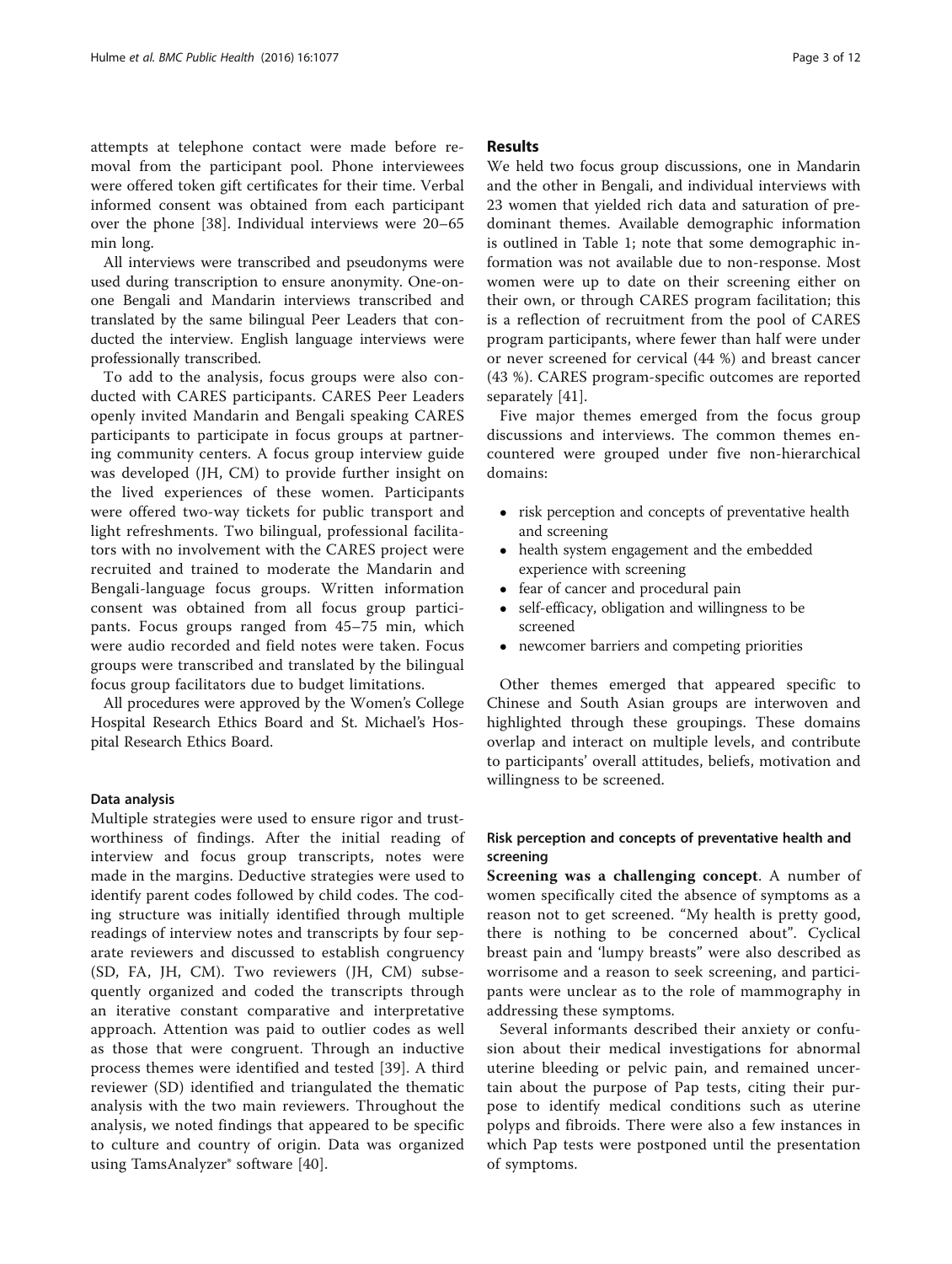attempts at telephone contact were made before removal from the participant pool. Phone interviewees were offered token gift certificates for their time. Verbal informed consent was obtained from each participant over the phone [38]. Individual interviews were 20–65 min long.

All interviews were transcribed and pseudonyms were used during transcription to ensure anonymity. One-on-one Bengali and Mandarin interviews transcribed and translated by the same bilingual Peer Leaders that conducted the interview. English language interviews were professionally transcribed.

To add to the analysis, focus groups were also conducted with CARES participants. CARES Peer Leaders openly invited Mandarin and Bengali speaking CARES participants to participate in focus groups at partnering community centers. A focus group interview guide was developed (JH, CM) to provide further insight on the lived experiences of these women. Participants were offered two-way tickets for public transport and light refreshments. Two bilingual, professional facilitators with no involvement with the CARES project were recruited and trained to moderate the Mandarin and Bengali-language focus groups. Written information consent was obtained from all focus group participants. Focus groups ranged from 45–75 min, which were audio recorded and field notes were taken. Focus groups were transcribed and translated by the bilingual focus group facilitators due to budget limitations.

All procedures were approved by the Women's College Hospital Research Ethics Board and St. Michael's Hospital Research Ethics Board.

### Data analysis

Multiple strategies were used to ensure rigor and trustworthiness of findings. After the initial reading of interview and focus group transcripts, notes were made in the margins. Deductive strategies were used to identify parent codes followed by child codes. The coding structure was initially identified through multiple readings of interview notes and transcripts by four separate reviewers and discussed to establish congruency (SD, FA, JH, CM). Two reviewers (JH, CM) subsequently organized and coded the transcripts through an iterative constant comparative and interpretative approach. Attention was paid to outlier codes as well as those that were congruent. Through an inductive process themes were identified and tested [39]. A third reviewer (SD) identified and triangulated the thematic analysis with the two main reviewers. Throughout the analysis, we noted findings that appeared to be specific to culture and country of origin. Data was organized using TamsAnalyzer® software [40].

## Results

We held two focus group discussions, one in Mandarin and the other in Bengali, and individual interviews with 23 women that yielded rich data and saturation of predominant themes. Available demographic information is outlined in Table 1; note that some demographic information was not available due to non-response. Most women were up to date on their screening either on their own, or through CARES program facilitation; this is a reflection of recruitment from the pool of CARES program participants, where fewer than half were under or never screened for cervical (44 %) and breast cancer (43 %). CARES program-specific outcomes are reported separately [41].

Five major themes emerged from the focus group discussions and interviews. The common themes encountered were grouped under five non-hierarchical domains:

- risk perception and concepts of preventative health and screening
- health system engagement and the embedded experience with screening
- fear of cancer and procedural pain
- self-efficacy, obligation and willingness to be screened
- newcomer barriers and competing priorities

Other themes emerged that appeared specific to Chinese and South Asian groups are interwoven and highlighted through these groupings. These domains overlap and interact on multiple levels, and contribute to participants' overall attitudes, beliefs, motivation and willingness to be screened.

### Risk perception and concepts of preventative health and screening

**Screening was a challenging concept**. A number of women specifically cited the absence of symptoms as a reason not to get screened. "My health is pretty good, there is nothing to be concerned about". Cyclical breast pain and 'lumpy breasts" were also described as worrisome and a reason to seek screening, and participants were unclear as to the role of mammography in addressing these symptoms.

Several informants described their anxiety or confusion about their medical investigations for abnormal uterine bleeding or pelvic pain, and remained uncertain about the purpose of Pap tests, citing their purpose to identify medical conditions such as uterine polyps and fibroids. There were also a few instances in which Pap tests were postponed until the presentation of symptoms.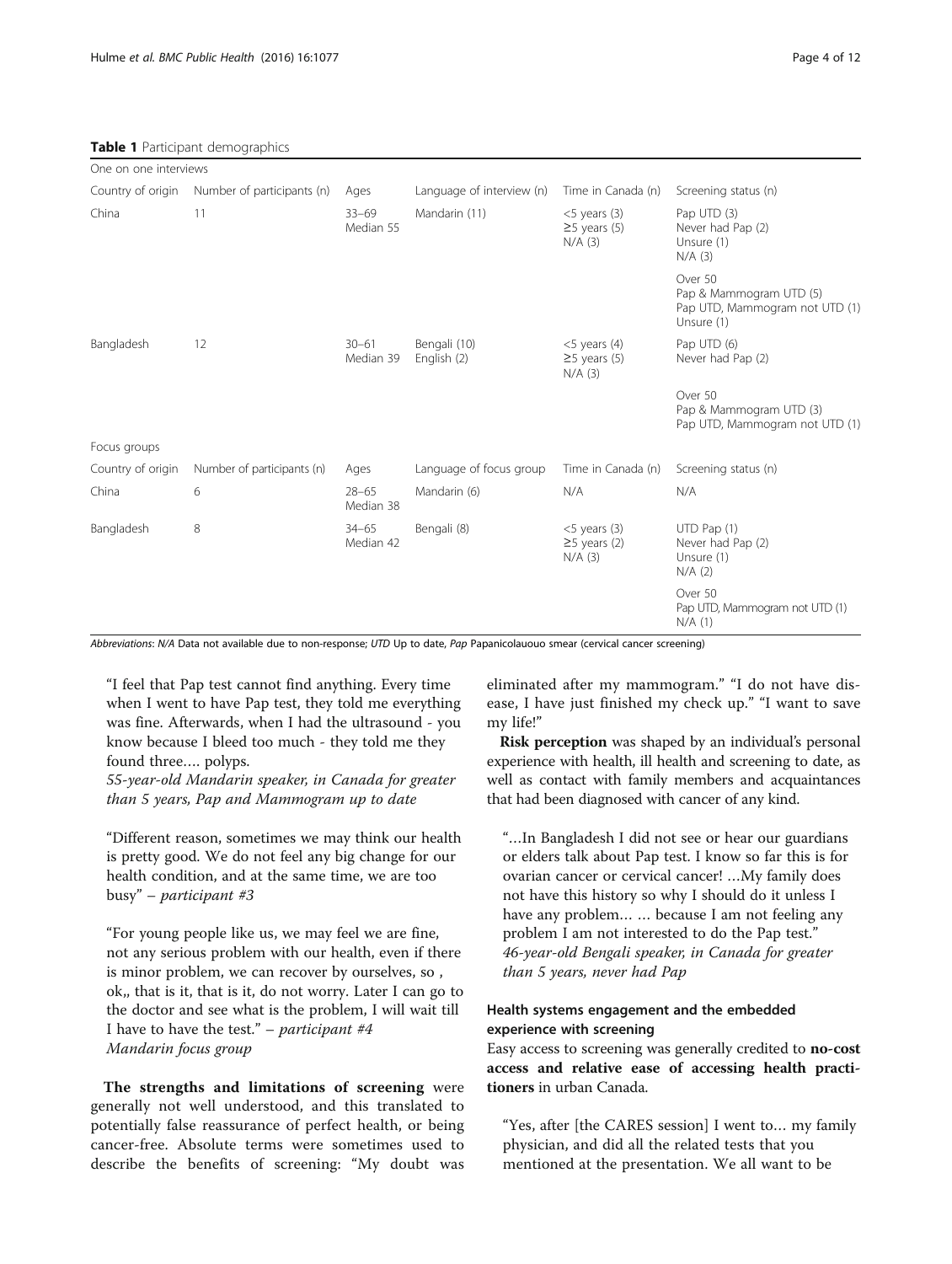**Table 1** Participant demographics

| One on one interviews | | | | | |
|---|---|---|---|---|---|
| Country of origin | Number of participants (n) | Ages | Language of interview (n) | Time in Canada (n) | Screening status (n) |
| China | 11 | 33–69<br>Median 55 | Mandarin (11) | <5 years (3)<br>≥5 years (5)<br>N/A (3) | Pap UTD (3)<br>Never had Pap (2)<br>Unsure (1)<br>N/A (3) |
| | | | | | Over 50<br>Pap & Mammogram UTD (5)<br>Pap UTD, Mammogram not UTD (1)<br>Unsure (1) |
| Bangladesh | 12 | 30–61<br>Median 39 | Bengali (10)<br>English (2) | <5 years (4)<br>≥5 years (5)<br>N/A (3) | Pap UTD (6)<br>Never had Pap (2) |
| | | | | | Over 50<br>Pap & Mammogram UTD (3)<br>Pap UTD, Mammogram not UTD (1) |
| Focus groups | | | | | |
| Country of origin | Number of participants (n) | Ages | Language of focus group | Time in Canada (n) | Screening status (n) |
| China | 6 | 28–65<br>Median 38 | Mandarin (6) | N/A | N/A |
| Bangladesh | 8 | 34–65<br>Median 42 | Bengali (8) | <5 years (3)<br>≥5 years (2)<br>N/A (3) | UTD Pap (1)<br>Never had Pap (2)<br>Unsure (1)<br>N/A (2) |
| | | | | | Over 50<br>Pap UTD, Mammogram not UTD (1)<br>N/A (1) |

*Abbreviations*: *N/A* Data not available due to non-response; *UTD* Up to date, *Pap* Papanicolauouo smear (cervical cancer screening)

> "I feel that Pap test cannot find anything. Every time when I went to have Pap test, they told me everything was fine. Afterwards, when I had the ultrasound - you know because I bleed too much - they told me they found three…. polyps.
> *55-year-old Mandarin speaker, in Canada for greater than 5 years, Pap and Mammogram up to date*

> "Different reason, sometimes we may think our health is pretty good. We do not feel any big change for our health condition, and at the same time, we are too busy" – *participant #3*

> "For young people like us, we may feel we are fine, not any serious problem with our health, even if there is minor problem, we can recover by ourselves, so , ok,, that is it, that is it, do not worry. Later I can go to the doctor and see what is the problem, I will wait till I have to have the test." – *participant #4*
> *Mandarin focus group*

**The strengths and limitations of screening** were generally not well understood, and this translated to potentially false reassurance of perfect health, or being cancer-free. Absolute terms were sometimes used to describe the benefits of screening: "My doubt was eliminated after my mammogram." "I do not have disease, I have just finished my check up." "I want to save my life!"

**Risk perception** was shaped by an individual's personal experience with health, ill health and screening to date, as well as contact with family members and acquaintances that had been diagnosed with cancer of any kind.

> "…In Bangladesh I did not see or hear our guardians or elders talk about Pap test. I know so far this is for ovarian cancer or cervical cancer! …My family does not have this history so why I should do it unless I have any problem… … because I am not feeling any problem I am not interested to do the Pap test."
> *46-year-old Bengali speaker, in Canada for greater than 5 years, never had Pap*

### Health systems engagement and the embedded experience with screening

Easy access to screening was generally credited to **no-cost access and relative ease of accessing health practitioners** in urban Canada.

> "Yes, after [the CARES session] I went to… my family physician, and did all the related tests that you mentioned at the presentation. We all want to be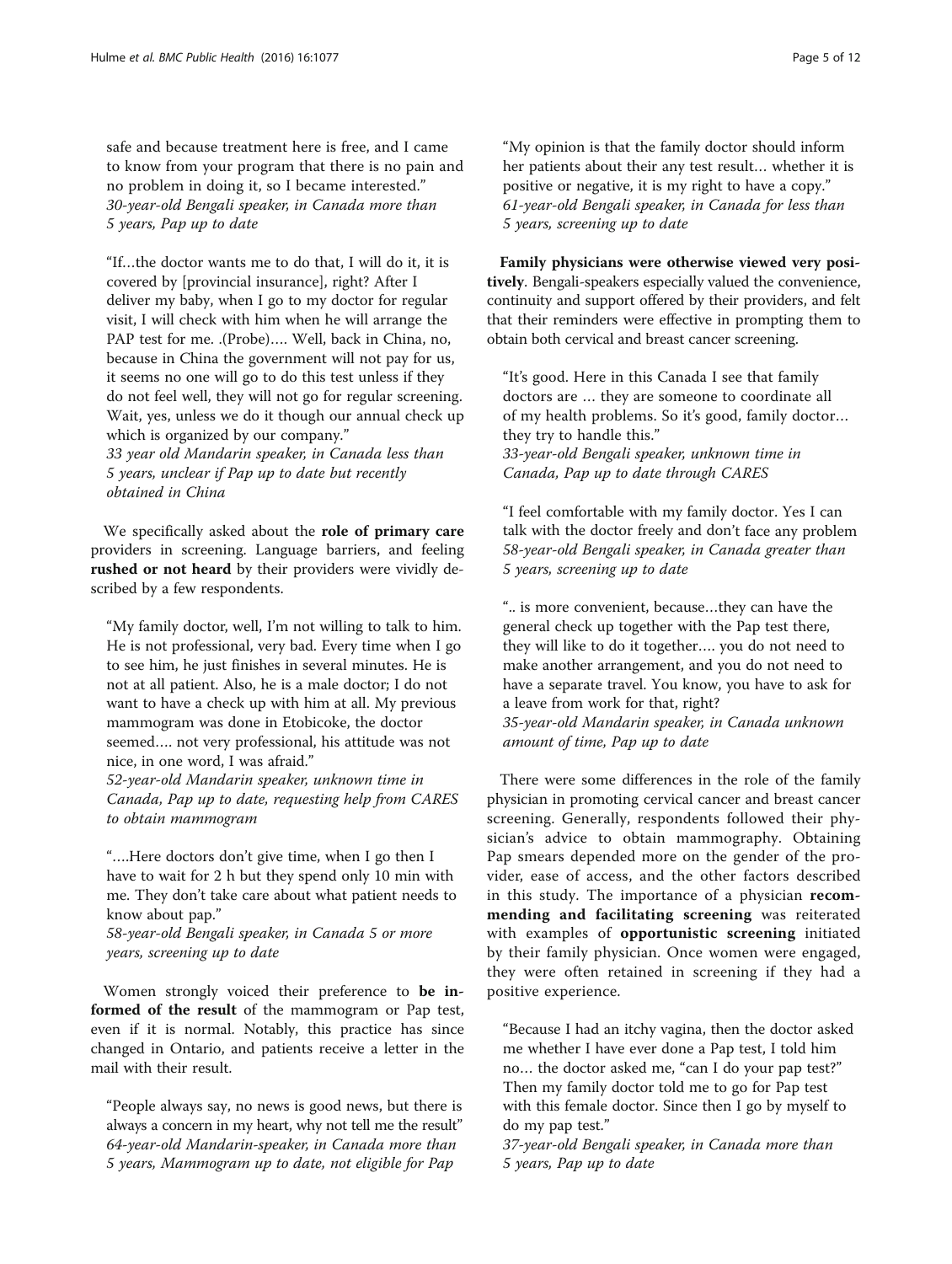safe and because treatment here is free, and I came to know from your program that there is no pain and no problem in doing it, so I became interested."
*30-year-old Bengali speaker, in Canada more than 5 years, Pap up to date*

"If…the doctor wants me to do that, I will do it, it is covered by [provincial insurance], right? After I deliver my baby, when I go to my doctor for regular visit, I will check with him when he will arrange the PAP test for me. .(Probe)…. Well, back in China, no, because in China the government will not pay for us, it seems no one will go to do this test unless if they do not feel well, they will not go for regular screening. Wait, yes, unless we do it though our annual check up which is organized by our company."
*33 year old Mandarin speaker, in Canada less than 5 years, unclear if Pap up to date but recently obtained in China*

We specifically asked about the **role of primary care** providers in screening. Language barriers, and feeling **rushed or not heard** by their providers were vividly described by a few respondents.

"My family doctor, well, I'm not willing to talk to him. He is not professional, very bad. Every time when I go to see him, he just finishes in several minutes. He is not at all patient. Also, he is a male doctor; I do not want to have a check up with him at all. My previous mammogram was done in Etobicoke, the doctor seemed…. not very professional, his attitude was not nice, in one word, I was afraid."
*52-year-old Mandarin speaker, unknown time in Canada, Pap up to date, requesting help from CARES to obtain mammogram*

"….Here doctors don't give time, when I go then I have to wait for 2 h but they spend only 10 min with me. They don't take care about what patient needs to know about pap."
*58-year-old Bengali speaker, in Canada 5 or more years, screening up to date*

Women strongly voiced their preference to **be informed of the result** of the mammogram or Pap test, even if it is normal. Notably, this practice has since changed in Ontario, and patients receive a letter in the mail with their result.

"People always say, no news is good news, but there is always a concern in my heart, why not tell me the result"
*64-year-old Mandarin-speaker, in Canada more than 5 years, Mammogram up to date, not eligible for Pap*

"My opinion is that the family doctor should inform her patients about their any test result… whether it is positive or negative, it is my right to have a copy."
*61-year-old Bengali speaker, in Canada for less than 5 years, screening up to date*

**Family physicians were otherwise viewed very positively**. Bengali-speakers especially valued the convenience, continuity and support offered by their providers, and felt that their reminders were effective in prompting them to obtain both cervical and breast cancer screening.

"It's good. Here in this Canada I see that family doctors are … they are someone to coordinate all of my health problems. So it's good, family doctor… they try to handle this."
*33-year-old Bengali speaker, unknown time in Canada, Pap up to date through CARES*

"I feel comfortable with my family doctor. Yes I can talk with the doctor freely and don't face any problem
*58-year-old Bengali speaker, in Canada greater than 5 years, screening up to date*

".. is more convenient, because…they can have the general check up together with the Pap test there, they will like to do it together…. you do not need to make another arrangement, and you do not need to have a separate travel. You know, you have to ask for a leave from work for that, right?
*35-year-old Mandarin speaker, in Canada unknown amount of time, Pap up to date*

There were some differences in the role of the family physician in promoting cervical cancer and breast cancer screening. Generally, respondents followed their physician's advice to obtain mammography. Obtaining Pap smears depended more on the gender of the provider, ease of access, and the other factors described in this study. The importance of a physician **recommending and facilitating screening** was reiterated with examples of **opportunistic screening** initiated by their family physician. Once women were engaged, they were often retained in screening if they had a positive experience.

"Because I had an itchy vagina, then the doctor asked me whether I have ever done a Pap test, I told him no… the doctor asked me, "can I do your pap test?" Then my family doctor told me to go for Pap test with this female doctor. Since then I go by myself to do my pap test."
*37-year-old Bengali speaker, in Canada more than 5 years, Pap up to date*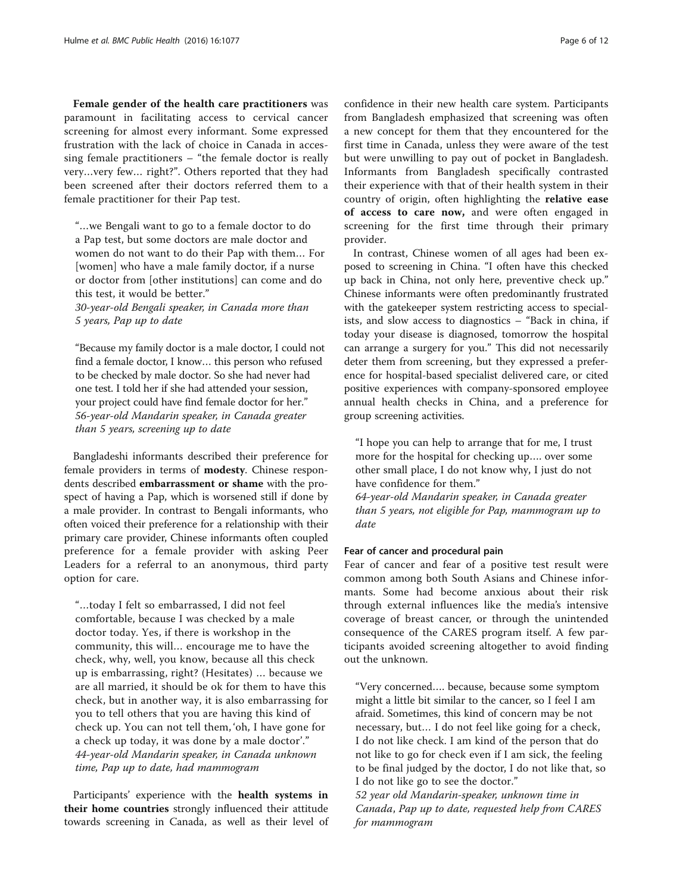**Female gender of the health care practitioners** was paramount in facilitating access to cervical cancer screening for almost every informant. Some expressed frustration with the lack of choice in Canada in accessing female practitioners – "the female doctor is really very…very few… right?". Others reported that they had been screened after their doctors referred them to a female practitioner for their Pap test.

> "…we Bengali want to go to a female doctor to do a Pap test, but some doctors are male doctor and women do not want to do their Pap with them… For [women] who have a male family doctor, if a nurse or doctor from [other institutions] can come and do this test, it would be better."
> *30-year-old Bengali speaker, in Canada more than 5 years, Pap up to date*

> "Because my family doctor is a male doctor, I could not find a female doctor, I know… this person who refused to be checked by male doctor. So she had never had one test. I told her if she had attended your session, your project could have find female doctor for her."
> *56-year-old Mandarin speaker, in Canada greater than 5 years, screening up to date*

Bangladeshi informants described their preference for female providers in terms of **modesty**. Chinese respondents described **embarrassment or shame** with the prospect of having a Pap, which is worsened still if done by a male provider. In contrast to Bengali informants, who often voiced their preference for a relationship with their primary care provider, Chinese informants often coupled preference for a female provider with asking Peer Leaders for a referral to an anonymous, third party option for care.

> "…today I felt so embarrassed, I did not feel comfortable, because I was checked by a male doctor today. Yes, if there is workshop in the community, this will… encourage me to have the check, why, well, you know, because all this check up is embarrassing, right? (Hesitates) … because we are all married, it should be ok for them to have this check, but in another way, it is also embarrassing for you to tell others that you are having this kind of check up. You can not tell them, 'oh, I have gone for a check up today, it was done by a male doctor'."
> *44-year-old Mandarin speaker, in Canada unknown time, Pap up to date, had mammogram*

Participants' experience with the **health systems in their home countries** strongly influenced their attitude towards screening in Canada, as well as their level of confidence in their new health care system. Participants from Bangladesh emphasized that screening was often a new concept for them that they encountered for the first time in Canada, unless they were aware of the test but were unwilling to pay out of pocket in Bangladesh. Informants from Bangladesh specifically contrasted their experience with that of their health system in their country of origin, often highlighting the **relative ease of access to care now,** and were often engaged in screening for the first time through their primary provider.

In contrast, Chinese women of all ages had been exposed to screening in China. "I often have this checked up back in China, not only here, preventive check up." Chinese informants were often predominantly frustrated with the gatekeeper system restricting access to specialists, and slow access to diagnostics – "Back in china, if today your disease is diagnosed, tomorrow the hospital can arrange a surgery for you." This did not necessarily deter them from screening, but they expressed a preference for hospital-based specialist delivered care, or cited positive experiences with company-sponsored employee annual health checks in China, and a preference for group screening activities.

> "I hope you can help to arrange that for me, I trust more for the hospital for checking up…. over some other small place, I do not know why, I just do not have confidence for them."
> *64-year-old Mandarin speaker, in Canada greater than 5 years, not eligible for Pap, mammogram up to date*

#### Fear of cancer and procedural pain

Fear of cancer and fear of a positive test result were common among both South Asians and Chinese informants. Some had become anxious about their risk through external influences like the media's intensive coverage of breast cancer, or through the unintended consequence of the CARES program itself. A few participants avoided screening altogether to avoid finding out the unknown.

> "Very concerned…. because, because some symptom might a little bit similar to the cancer, so I feel I am afraid. Sometimes, this kind of concern may be not necessary, but… I do not feel like going for a check, I do not like check. I am kind of the person that do not like to go for check even if I am sick, the feeling to be final judged by the doctor, I do not like that, so I do not like go to see the doctor."
> *52 year old Mandarin-speaker, unknown time in Canada, Pap up to date, requested help from CARES for mammogram*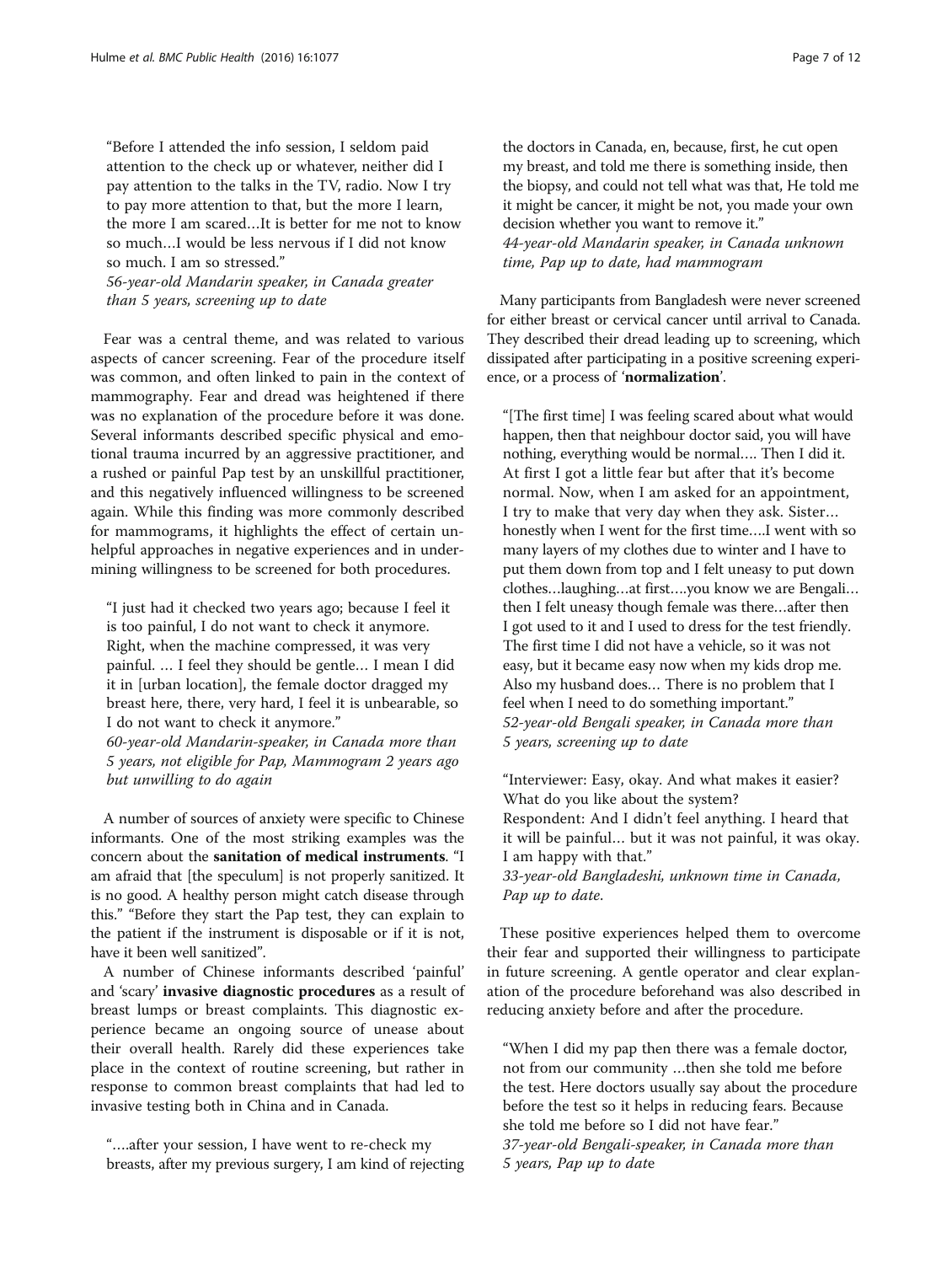"Before I attended the info session, I seldom paid attention to the check up or whatever, neither did I pay attention to the talks in the TV, radio. Now I try to pay more attention to that, but the more I learn, the more I am scared…It is better for me not to know so much…I would be less nervous if I did not know so much. I am so stressed."
*56-year-old Mandarin speaker, in Canada greater than 5 years, screening up to date*

Fear was a central theme, and was related to various aspects of cancer screening. Fear of the procedure itself was common, and often linked to pain in the context of mammography. Fear and dread was heightened if there was no explanation of the procedure before it was done. Several informants described specific physical and emotional trauma incurred by an aggressive practitioner, and a rushed or painful Pap test by an unskillful practitioner, and this negatively influenced willingness to be screened again. While this finding was more commonly described for mammograms, it highlights the effect of certain unhelpful approaches in negative experiences and in undermining willingness to be screened for both procedures.

"I just had it checked two years ago; because I feel it is too painful, I do not want to check it anymore. Right, when the machine compressed, it was very painful. … I feel they should be gentle… I mean I did it in [urban location], the female doctor dragged my breast here, there, very hard, I feel it is unbearable, so I do not want to check it anymore."
*60-year-old Mandarin-speaker, in Canada more than 5 years, not eligible for Pap, Mammogram 2 years ago but unwilling to do again*

A number of sources of anxiety were specific to Chinese informants. One of the most striking examples was the concern about the **sanitation of medical instruments**. "I am afraid that [the speculum] is not properly sanitized. It is no good. A healthy person might catch disease through this." "Before they start the Pap test, they can explain to the patient if the instrument is disposable or if it is not, have it been well sanitized".

A number of Chinese informants described 'painful' and 'scary' **invasive diagnostic procedures** as a result of breast lumps or breast complaints. This diagnostic experience became an ongoing source of unease about their overall health. Rarely did these experiences take place in the context of routine screening, but rather in response to common breast complaints that had led to invasive testing both in China and in Canada.

"….after your session, I have went to re-check my breasts, after my previous surgery, I am kind of rejecting the doctors in Canada, en, because, first, he cut open my breast, and told me there is something inside, then the biopsy, and could not tell what was that, He told me it might be cancer, it might be not, you made your own decision whether you want to remove it."
*44-year-old Mandarin speaker, in Canada unknown time, Pap up to date, had mammogram*

Many participants from Bangladesh were never screened for either breast or cervical cancer until arrival to Canada. They described their dread leading up to screening, which dissipated after participating in a positive screening experience, or a process of '**normalization**'.

"[The first time] I was feeling scared about what would happen, then that neighbour doctor said, you will have nothing, everything would be normal…. Then I did it. At first I got a little fear but after that it's become normal. Now, when I am asked for an appointment, I try to make that very day when they ask. Sister… honestly when I went for the first time….I went with so many layers of my clothes due to winter and I have to put them down from top and I felt uneasy to put down clothes…laughing…at first….you know we are Bengali… then I felt uneasy though female was there…after then I got used to it and I used to dress for the test friendly. The first time I did not have a vehicle, so it was not easy, but it became easy now when my kids drop me. Also my husband does… There is no problem that I feel when I need to do something important."
*52-year-old Bengali speaker, in Canada more than 5 years, screening up to date*

"Interviewer: Easy, okay. And what makes it easier? What do you like about the system?
Respondent: And I didn't feel anything. I heard that it will be painful… but it was not painful, it was okay. I am happy with that."
*33-year-old Bangladeshi, unknown time in Canada, Pap up to date.*

These positive experiences helped them to overcome their fear and supported their willingness to participate in future screening. A gentle operator and clear explanation of the procedure beforehand was also described in reducing anxiety before and after the procedure.

"When I did my pap then there was a female doctor, not from our community …then she told me before the test. Here doctors usually say about the procedure before the test so it helps in reducing fears. Because she told me before so I did not have fear."
*37-year-old Bengali-speaker, in Canada more than 5 years, Pap up to date*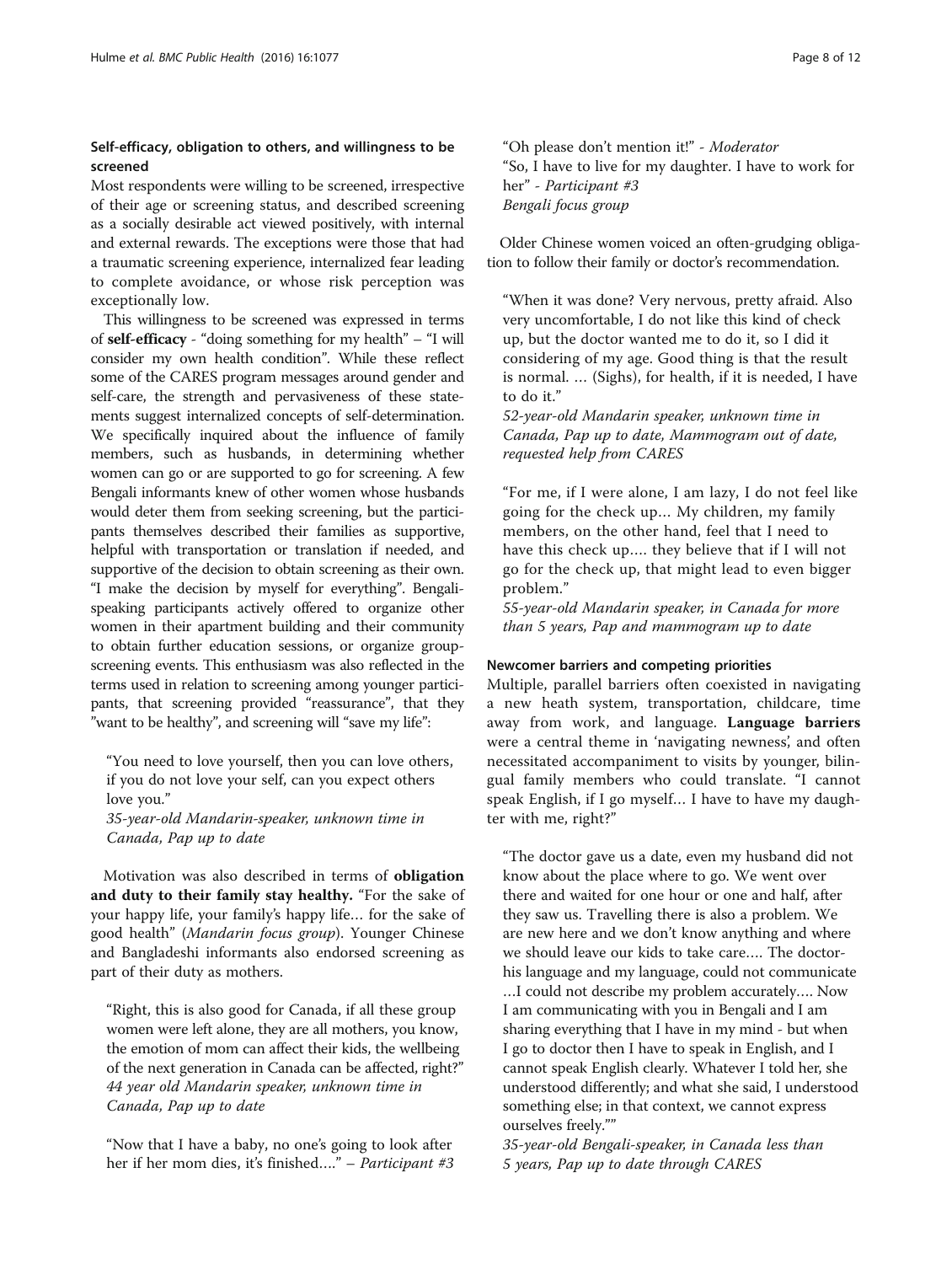### Self-efficacy, obligation to others, and willingness to be screened

Most respondents were willing to be screened, irrespective of their age or screening status, and described screening as a socially desirable act viewed positively, with internal and external rewards. The exceptions were those that had a traumatic screening experience, internalized fear leading to complete avoidance, or whose risk perception was exceptionally low.

This willingness to be screened was expressed in terms of **self-efficacy** - "doing something for my health" – "I will consider my own health condition". While these reflect some of the CARES program messages around gender and self-care, the strength and pervasiveness of these statements suggest internalized concepts of self-determination. We specifically inquired about the influence of family members, such as husbands, in determining whether women can go or are supported to go for screening. A few Bengali informants knew of other women whose husbands would deter them from seeking screening, but the participants themselves described their families as supportive, helpful with transportation or translation if needed, and supportive of the decision to obtain screening as their own. "I make the decision by myself for everything". Bengali-speaking participants actively offered to organize other women in their apartment building and their community to obtain further education sessions, or organize group-screening events. This enthusiasm was also reflected in the terms used in relation to screening among younger participants, that screening provided "reassurance", that they "want to be healthy", and screening will "save my life":

> "You need to love yourself, then you can love others, if you do not love your self, can you expect others love you."
> *35-year-old Mandarin-speaker, unknown time in Canada, Pap up to date*

Motivation was also described in terms of **obligation and duty to their family stay healthy.** "For the sake of your happy life, your family's happy life… for the sake of good health" (*Mandarin focus group*). Younger Chinese and Bangladeshi informants also endorsed screening as part of their duty as mothers.

> "Right, this is also good for Canada, if all these group women were left alone, they are all mothers, you know, the emotion of mom can affect their kids, the wellbeing of the next generation in Canada can be affected, right?"
> *44 year old Mandarin speaker, unknown time in Canada, Pap up to date*

> "Now that I have a baby, no one's going to look after her if her mom dies, it's finished…." – *Participant #3*
> "Oh please don't mention it!" - *Moderator*
> "So, I have to live for my daughter. I have to work for her" - *Participant #3*
> *Bengali focus group*

Older Chinese women voiced an often-grudging obligation to follow their family or doctor's recommendation.

> "When it was done? Very nervous, pretty afraid. Also very uncomfortable, I do not like this kind of check up, but the doctor wanted me to do it, so I did it considering of my age. Good thing is that the result is normal. … (Sighs), for health, if it is needed, I have to do it."
> *52-year-old Mandarin speaker, unknown time in Canada, Pap up to date, Mammogram out of date, requested help from CARES*

> "For me, if I were alone, I am lazy, I do not feel like going for the check up… My children, my family members, on the other hand, feel that I need to have this check up…. they believe that if I will not go for the check up, that might lead to even bigger problem."
> *55-year-old Mandarin speaker, in Canada for more than 5 years, Pap and mammogram up to date*

### Newcomer barriers and competing priorities

Multiple, parallel barriers often coexisted in navigating a new heath system, transportation, childcare, time away from work, and language. **Language barriers** were a central theme in 'navigating newness', and often necessitated accompaniment to visits by younger, bilingual family members who could translate. "I cannot speak English, if I go myself… I have to have my daughter with me, right?"

> "The doctor gave us a date, even my husband did not know about the place where to go. We went over there and waited for one hour or one and half, after they saw us. Travelling there is also a problem. We are new here and we don't know anything and where we should leave our kids to take care…. The doctor-his language and my language, could not communicate …I could not describe my problem accurately…. Now I am communicating with you in Bengali and I am sharing everything that I have in my mind - but when I go to doctor then I have to speak in English, and I cannot speak English clearly. Whatever I told her, she understood differently; and what she said, I understood something else; in that context, we cannot express ourselves freely.""
> *35-year-old Bengali-speaker, in Canada less than 5 years, Pap up to date through CARES*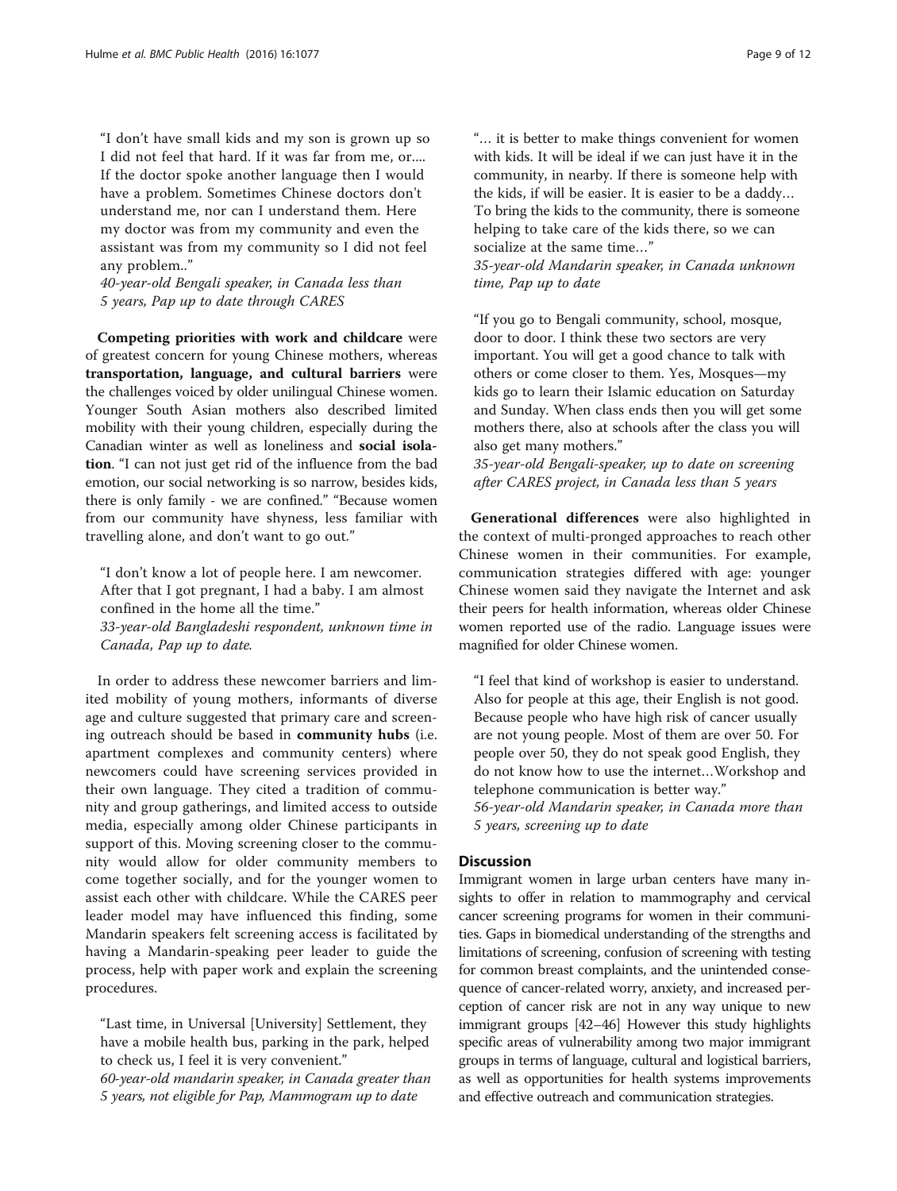"I don't have small kids and my son is grown up so I did not feel that hard. If it was far from me, or.... If the doctor spoke another language then I would have a problem. Sometimes Chinese doctors don't understand me, nor can I understand them. Here my doctor was from my community and even the assistant was from my community so I did not feel any problem.."

*40-year-old Bengali speaker, in Canada less than 5 years, Pap up to date through CARES*

**Competing priorities with work and childcare** were of greatest concern for young Chinese mothers, whereas **transportation, language, and cultural barriers** were the challenges voiced by older unilingual Chinese women. Younger South Asian mothers also described limited mobility with their young children, especially during the Canadian winter as well as loneliness and **social isolation**. "I can not just get rid of the influence from the bad emotion, our social networking is so narrow, besides kids, there is only family - we are confined." "Because women from our community have shyness, less familiar with travelling alone, and don't want to go out."

"I don't know a lot of people here. I am newcomer. After that I got pregnant, I had a baby. I am almost confined in the home all the time."

*33-year-old Bangladeshi respondent, unknown time in Canada, Pap up to date.*

In order to address these newcomer barriers and limited mobility of young mothers, informants of diverse age and culture suggested that primary care and screening outreach should be based in **community hubs** (i.e. apartment complexes and community centers) where newcomers could have screening services provided in their own language. They cited a tradition of community and group gatherings, and limited access to outside media, especially among older Chinese participants in support of this. Moving screening closer to the community would allow for older community members to come together socially, and for the younger women to assist each other with childcare. While the CARES peer leader model may have influenced this finding, some Mandarin speakers felt screening access is facilitated by having a Mandarin-speaking peer leader to guide the process, help with paper work and explain the screening procedures.

"Last time, in Universal [University] Settlement, they have a mobile health bus, parking in the park, helped to check us, I feel it is very convenient."

*60-year-old mandarin speaker, in Canada greater than 5 years, not eligible for Pap, Mammogram up to date*

"… it is better to make things convenient for women with kids. It will be ideal if we can just have it in the community, in nearby. If there is someone help with the kids, if will be easier. It is easier to be a daddy… To bring the kids to the community, there is someone helping to take care of the kids there, so we can socialize at the same time…"

*35-year-old Mandarin speaker, in Canada unknown time, Pap up to date*

"If you go to Bengali community, school, mosque, door to door. I think these two sectors are very important. You will get a good chance to talk with others or come closer to them. Yes, Mosques—my kids go to learn their Islamic education on Saturday and Sunday. When class ends then you will get some mothers there, also at schools after the class you will also get many mothers."

*35-year-old Bengali-speaker, up to date on screening after CARES project, in Canada less than 5 years*

**Generational differences** were also highlighted in the context of multi-pronged approaches to reach other Chinese women in their communities. For example, communication strategies differed with age: younger Chinese women said they navigate the Internet and ask their peers for health information, whereas older Chinese women reported use of the radio. Language issues were magnified for older Chinese women.

"I feel that kind of workshop is easier to understand. Also for people at this age, their English is not good. Because people who have high risk of cancer usually are not young people. Most of them are over 50. For people over 50, they do not speak good English, they do not know how to use the internet…Workshop and telephone communication is better way."

*56-year-old Mandarin speaker, in Canada more than 5 years, screening up to date*

## Discussion

Immigrant women in large urban centers have many insights to offer in relation to mammography and cervical cancer screening programs for women in their communities. Gaps in biomedical understanding of the strengths and limitations of screening, confusion of screening with testing for common breast complaints, and the unintended consequence of cancer-related worry, anxiety, and increased perception of cancer risk are not in any way unique to new immigrant groups [42–46] However this study highlights specific areas of vulnerability among two major immigrant groups in terms of language, cultural and logistical barriers, as well as opportunities for health systems improvements and effective outreach and communication strategies.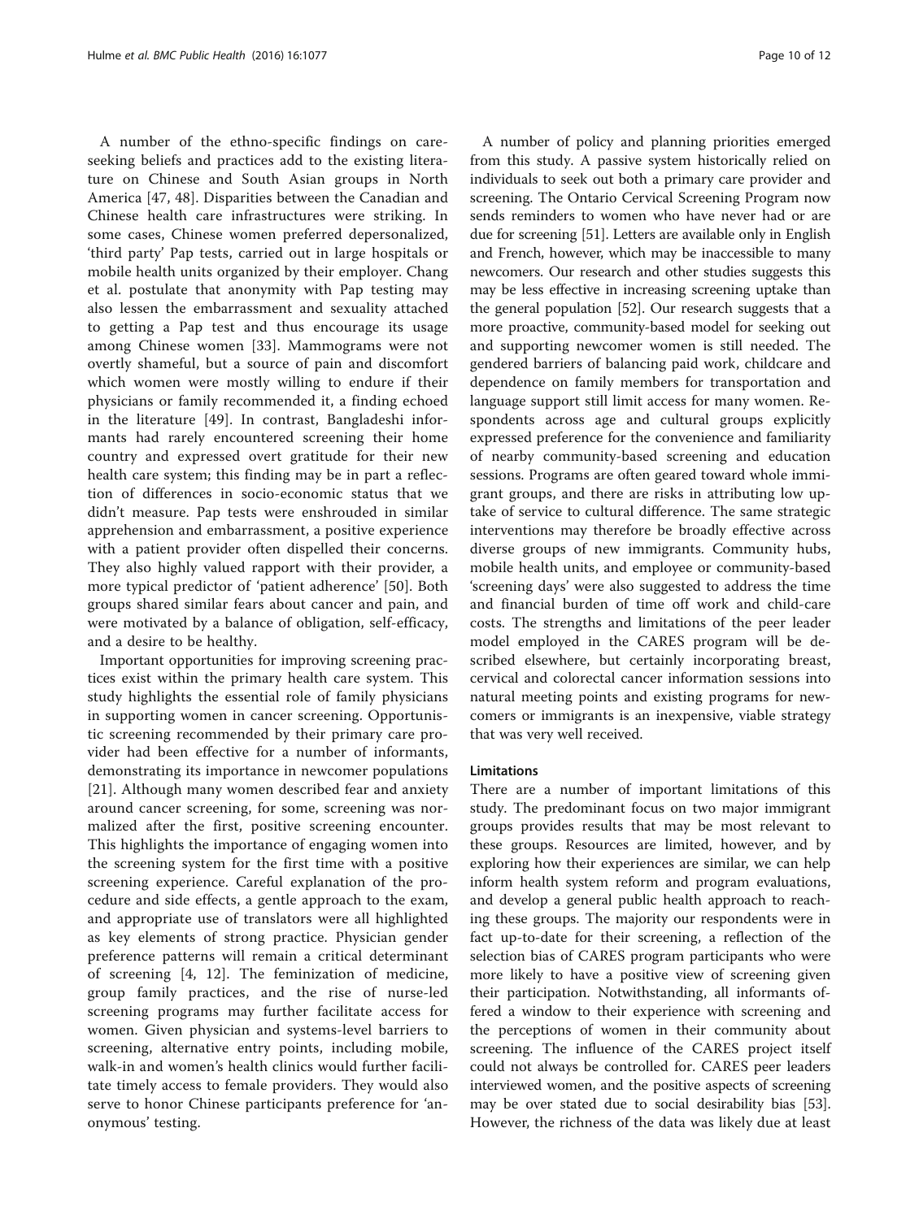A number of the ethno-specific findings on care-seeking beliefs and practices add to the existing literature on Chinese and South Asian groups in North America [47, 48]. Disparities between the Canadian and Chinese health care infrastructures were striking. In some cases, Chinese women preferred depersonalized, 'third party' Pap tests, carried out in large hospitals or mobile health units organized by their employer. Chang et al. postulate that anonymity with Pap testing may also lessen the embarrassment and sexuality attached to getting a Pap test and thus encourage its usage among Chinese women [33]. Mammograms were not overtly shameful, but a source of pain and discomfort which women were mostly willing to endure if their physicians or family recommended it, a finding echoed in the literature [49]. In contrast, Bangladeshi informants had rarely encountered screening their home country and expressed overt gratitude for their new health care system; this finding may be in part a reflection of differences in socio-economic status that we didn't measure. Pap tests were enshrouded in similar apprehension and embarrassment, a positive experience with a patient provider often dispelled their concerns. They also highly valued rapport with their provider, a more typical predictor of 'patient adherence' [50]. Both groups shared similar fears about cancer and pain, and were motivated by a balance of obligation, self-efficacy, and a desire to be healthy.

Important opportunities for improving screening practices exist within the primary health care system. This study highlights the essential role of family physicians in supporting women in cancer screening. Opportunistic screening recommended by their primary care provider had been effective for a number of informants, demonstrating its importance in newcomer populations [21]. Although many women described fear and anxiety around cancer screening, for some, screening was normalized after the first, positive screening encounter. This highlights the importance of engaging women into the screening system for the first time with a positive screening experience. Careful explanation of the procedure and side effects, a gentle approach to the exam, and appropriate use of translators were all highlighted as key elements of strong practice. Physician gender preference patterns will remain a critical determinant of screening [4, 12]. The feminization of medicine, group family practices, and the rise of nurse-led screening programs may further facilitate access for women. Given physician and systems-level barriers to screening, alternative entry points, including mobile, walk-in and women's health clinics would further facilitate timely access to female providers. They would also serve to honor Chinese participants preference for 'anonymous' testing.

A number of policy and planning priorities emerged from this study. A passive system historically relied on individuals to seek out both a primary care provider and screening. The Ontario Cervical Screening Program now sends reminders to women who have never had or are due for screening [51]. Letters are available only in English and French, however, which may be inaccessible to many newcomers. Our research and other studies suggests this may be less effective in increasing screening uptake than the general population [52]. Our research suggests that a more proactive, community-based model for seeking out and supporting newcomer women is still needed. The gendered barriers of balancing paid work, childcare and dependence on family members for transportation and language support still limit access for many women. Respondents across age and cultural groups explicitly expressed preference for the convenience and familiarity of nearby community-based screening and education sessions. Programs are often geared toward whole immigrant groups, and there are risks in attributing low uptake of service to cultural difference. The same strategic interventions may therefore be broadly effective across diverse groups of new immigrants. Community hubs, mobile health units, and employee or community-based 'screening days' were also suggested to address the time and financial burden of time off work and child-care costs. The strengths and limitations of the peer leader model employed in the CARES program will be described elsewhere, but certainly incorporating breast, cervical and colorectal cancer information sessions into natural meeting points and existing programs for newcomers or immigrants is an inexpensive, viable strategy that was very well received.

### Limitations

There are a number of important limitations of this study. The predominant focus on two major immigrant groups provides results that may be most relevant to these groups. Resources are limited, however, and by exploring how their experiences are similar, we can help inform health system reform and program evaluations, and develop a general public health approach to reaching these groups. The majority our respondents were in fact up-to-date for their screening, a reflection of the selection bias of CARES program participants who were more likely to have a positive view of screening given their participation. Notwithstanding, all informants offered a window to their experience with screening and the perceptions of women in their community about screening. The influence of the CARES project itself could not always be controlled for. CARES peer leaders interviewed women, and the positive aspects of screening may be over stated due to social desirability bias [53]. However, the richness of the data was likely due at least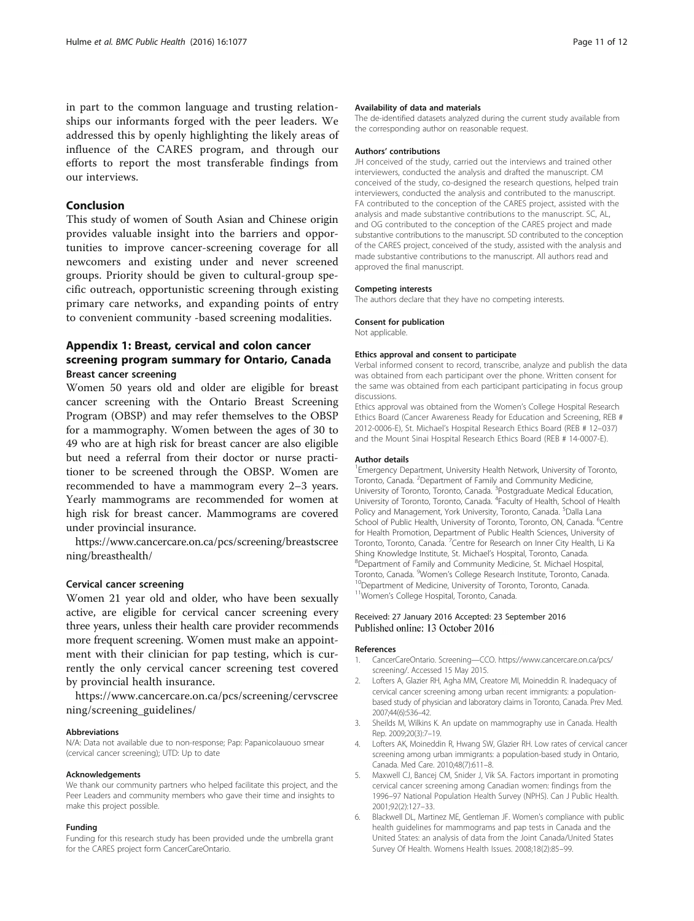in part to the common language and trusting relationships our informants forged with the peer leaders. We addressed this by openly highlighting the likely areas of influence of the CARES program, and through our efforts to report the most transferable findings from our interviews.

## Conclusion

This study of women of South Asian and Chinese origin provides valuable insight into the barriers and opportunities to improve cancer-screening coverage for all newcomers and existing under and never screened groups. Priority should be given to cultural-group specific outreach, opportunistic screening through existing primary care networks, and expanding points of entry to convenient community -based screening modalities.

## Appendix 1: Breast, cervical and colon cancer screening program summary for Ontario, Canada

### Breast cancer screening

Women 50 years old and older are eligible for breast cancer screening with the Ontario Breast Screening Program (OBSP) and may refer themselves to the OBSP for a mammography. Women between the ages of 30 to 49 who are at high risk for breast cancer are also eligible but need a referral from their doctor or nurse practitioner to be screened through the OBSP. Women are recommended to have a mammogram every 2–3 years. Yearly mammograms are recommended for women at high risk for breast cancer. Mammograms are covered under provincial insurance.

https://www.cancercare.on.ca/pcs/screening/breastscreening/breasthealth/

### Cervical cancer screening

Women 21 year old and older, who have been sexually active, are eligible for cervical cancer screening every three years, unless their health care provider recommends more frequent screening. Women must make an appointment with their clinician for pap testing, which is currently the only cervical cancer screening test covered by provincial health insurance.

https://www.cancercare.on.ca/pcs/screening/cervscreening/screening_guidelines/

#### Abbreviations

N/A: Data not available due to non-response; Pap: Papanicolauouo smear (cervical cancer screening); UTD: Up to date

#### Acknowledgements

We thank our community partners who helped facilitate this project, and the Peer Leaders and community members who gave their time and insights to make this project possible.

#### Funding

Funding for this research study has been provided unde the umbrella grant for the CARES project form CancerCareOntario.

#### Availability of data and materials

The de-identified datasets analyzed during the current study available from the corresponding author on reasonable request.

#### Authors' contributions

JH conceived of the study, carried out the interviews and trained other interviewers, conducted the analysis and drafted the manuscript. CM conceived of the study, co-designed the research questions, helped train interviewers, conducted the analysis and contributed to the manuscript. FA contributed to the conception of the CARES project, assisted with the analysis and made substantive contributions to the manuscript. SC, AL, and OG contributed to the conception of the CARES project and made substantive contributions to the manuscript. SD contributed to the conception of the CARES project, conceived of the study, assisted with the analysis and made substantive contributions to the manuscript. All authors read and approved the final manuscript.

#### Competing interests

The authors declare that they have no competing interests.

#### Consent for publication

Not applicable.

#### Ethics approval and consent to participate

Verbal informed consent to record, transcribe, analyze and publish the data was obtained from each participant over the phone. Written consent for the same was obtained from each participant participating in focus group discussions.

Ethics approval was obtained from the Women's College Hospital Research Ethics Board (Cancer Awareness Ready for Education and Screening, REB # 2012-0006-E), St. Michael's Hospital Research Ethics Board (REB # 12–037) and the Mount Sinai Hospital Research Ethics Board (REB # 14-0007-E).

#### Author details

[1]Emergency Department, University Health Network, University of Toronto, Toronto, Canada. [2]Department of Family and Community Medicine, University of Toronto, Toronto, Canada. [3]Postgraduate Medical Education, University of Toronto, Toronto, Canada. [4]Faculty of Health, School of Health Policy and Management, York University, Toronto, Canada. [5]Dalla Lana School of Public Health, University of Toronto, Toronto, ON, Canada. [6]Centre for Health Promotion, Department of Public Health Sciences, University of Toronto, Toronto, Canada. [7]Centre for Research on Inner City Health, Li Ka Shing Knowledge Institute, St. Michael's Hospital, Toronto, Canada. [8]Department of Family and Community Medicine, St. Michael Hospital, Toronto, Canada. [9]Women's College Research Institute, Toronto, Canada. [10]Department of Medicine, University of Toronto, Toronto, Canada. [11]Women's College Hospital, Toronto, Canada.

Received: 27 January 2016 Accepted: 23 September 2016
Published online: 13 October 2016

#### References

1. CancerCareOntario. Screening—CCO. https://www.cancercare.on.ca/pcs/screening/. Accessed 15 May 2015.
2. Lofters A, Glazier RH, Agha MM, Creatore MI, Moineddin R. Inadequacy of cervical cancer screening among urban recent immigrants: a population-based study of physician and laboratory claims in Toronto, Canada. Prev Med. 2007;44(6):536–42.
3. Sheilds M, Wilkins K. An update on mammography use in Canada. Health Rep. 2009;20(3):7–19.
4. Lofters AK, Moineddin R, Hwang SW, Glazier RH. Low rates of cervical cancer screening among urban immigrants: a population-based study in Ontario, Canada. Med Care. 2010;48(7):611–8.
5. Maxwell CJ, Bancej CM, Snider J, Vik SA. Factors important in promoting cervical cancer screening among Canadian women: findings from the 1996–97 National Population Health Survey (NPHS). Can J Public Health. 2001;92(2):127–33.
6. Blackwell DL, Martinez ME, Gentleman JF. Women's compliance with public health guidelines for mammograms and pap tests in Canada and the United States: an analysis of data from the Joint Canada/United States Survey Of Health. Womens Health Issues. 2008;18(2):85–99.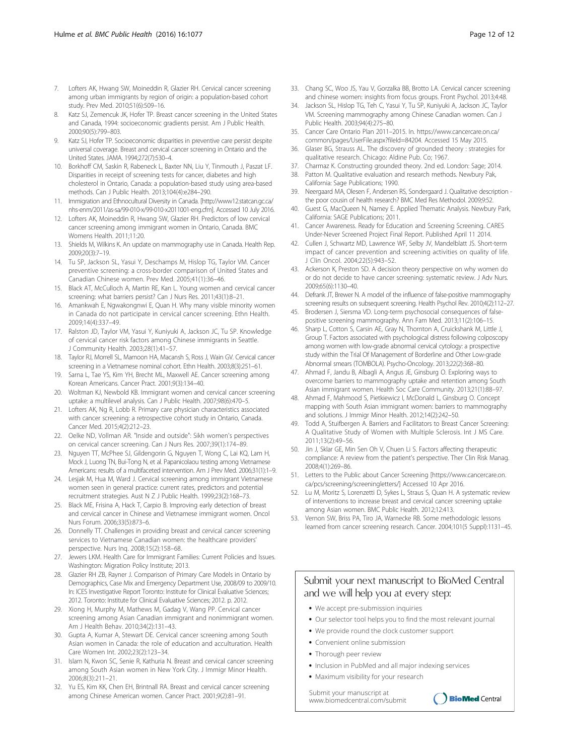7. Lofters AK, Hwang SW, Moineddin R, Glazier RH. Cervical cancer screening among urban immigrants by region of origin: a population-based cohort study. Prev Med. 2010;51(6):509–16.
8. Katz SJ, Zemencuk JK, Hofer TP. Breast cancer screening in the United States and Canada, 1994: socioeconomic gradients persist. Am J Public Health. 2000;90(5):799–803.
9. Katz SJ, Hofer TP. Socioeconomic disparities in preventive care persist despite universal coverage. Breast and cervical cancer screening in Ontario and the United States. JAMA. 1994;272(7):530–4.
10. Borkhoff CM, Saskin R, Rabeneck L, Baxter NN, Liu Y, Tinmouth J, Paszat LF. Disparities in receipt of screening tests for cancer, diabetes and high cholesterol in Ontario, Canada: a population-based study using area-based methods. Can J Public Health. 2013;104(4):e284–290.
11. Immigration and Ethnocultural Diversity in Canada. [http://www12.statcan.gc.ca/nhs-enm/2011/as-sa/99-010-x/99-010-x2011001-eng.cfm]. Accessed 10 July 2016.
12. Lofters AK, Moineddin R, Hwang SW, Glazier RH. Predictors of low cervical cancer screening among immigrant women in Ontario, Canada. BMC Womens Health. 2011;11:20.
13. Shields M, Wilkins K. An update on mammography use in Canada. Health Rep. 2009;20(3):7–19.
14. Tu SP, Jackson SL, Yasui Y, Deschamps M, Hislop TG, Taylor VM. Cancer preventive screening: a cross-border comparison of United States and Canadian Chinese women. Prev Med. 2005;41(1):36–46.
15. Black AT, McCulloch A, Martin RE, Kan L. Young women and cervical cancer screening: what barriers persist? Can J Nurs Res. 2011;43(1):8–21.
16. Amankwah E, Ngwakongnwi E, Quan H. Why many visible minority women in Canada do not participate in cervical cancer screening. Ethn Health. 2009;14(4):337–49.
17. Ralston JD, Taylor VM, Yasui Y, Kuniyuki A, Jackson JC, Tu SP. Knowledge of cervical cancer risk factors among Chinese immigrants in Seattle. J Community Health. 2003;28(1):41–57.
18. Taylor RJ, Morrell SL, Mamoon HA, Macansh S, Ross J, Wain GV. Cervical cancer screening in a Vietnamese nominal cohort. Ethn Health. 2003;8(3):251–61.
19. Sarna L, Tae YS, Kim YH, Brecht ML, Maxwell AE. Cancer screening among Korean Americans. Cancer Pract. 2001;9(3):134–40.
20. Woltman KJ, Newbold KB. Immigrant women and cervical cancer screening uptake: a multilevel analysis. Can J Public Health. 2007;98(6):470–5.
21. Lofters AK, Ng R, Lobb R. Primary care physician characteristics associated with cancer screening: a retrospective cohort study in Ontario, Canada. Cancer Med. 2015;4(2):212–23.
22. Oelke ND, Vollman AR. "Inside and outside": Sikh women's perspectives on cervical cancer screening. Can J Nurs Res. 2007;39(1):174–89.
23. Nguyen TT, McPhee SJ, Gildengorin G, Nguyen T, Wong C, Lai KQ, Lam H, Mock J, Luong TN, Bui-Tong N, et al. Papanicolaou testing among Vietnamese Americans: results of a multifaceted intervention. Am J Prev Med. 2006;31(1):1–9.
24. Lesjak M, Hua M, Ward J. Cervical screening among immigrant Vietnamese women seen in general practice: current rates, predictors and potential recruitment strategies. Aust N Z J Public Health. 1999;23(2):168–73.
25. Black ME, Frisina A, Hack T, Carpio B. Improving early detection of breast and cervical cancer in Chinese and Vietnamese immigrant women. Oncol Nurs Forum. 2006;33(5):873–6.
26. Donnelly TT. Challenges in providing breast and cervical cancer screening services to Vietnamese Canadian women: the healthcare providers' perspective. Nurs Inq. 2008;15(2):158–68.
27. Jewers LKM. Health Care for Immigrant Families: Current Policies and Issues. Washington: Migration Policy Institute; 2013.
28. Glazier RH ZB, Rayner J. Comparison of Primary Care Models in Ontario by Demographics, Case Mix and Emergency Department Use, 2008/09 to 2009/10. In: ICES Investigative Report Toronto: Institute for Clinical Evaluative Sciences; 2012. Toronto: Institute for Clinical Evaluative Sciences; 2012. p. 2012.
29. Xiong H, Murphy M, Mathews M, Gadag V, Wang PP. Cervical cancer screening among Asian Canadian immigrant and nonimmigrant women. Am J Health Behav. 2010;34(2):131–43.
30. Gupta A, Kumar A, Stewart DE. Cervical cancer screening among South Asian women in Canada: the role of education and acculturation. Health Care Women Int. 2002;23(2):123–34.
31. Islam N, Kwon SC, Senie R, Kathuria N. Breast and cervical cancer screening among South Asian women in New York City. J Immigr Minor Health. 2006;8(3):211–21.
32. Yu ES, Kim KK, Chen EH, Brintnall RA. Breast and cervical cancer screening among Chinese American women. Cancer Pract. 2001;9(2):81–91.
33. Chang SC, Woo JS, Yau V, Gorzalka BB, Brotto LA. Cervical cancer screening and chinese women: insights from focus groups. Front Psychol. 2013;4:48.
34. Jackson SL, Hislop TG, Teh C, Yasui Y, Tu SP, Kuniyuki A, Jackson JC, Taylor VM. Screening mammography among Chinese Canadian women. Can J Public Health. 2003;94(4):275–80.
35. Cancer Care Ontario Plan 2011–2015. In. https://www.cancercare.on.ca/common/pages/UserFile.aspx?fileId=84204. Accessed 15 May 2015.
36. Glaser BG, Strauss AL. The discovery of grounded theory : strategies for qualitative research. Chicago: Aldine Pub. Co; 1967.
37. Charmaz K. Constructing grounded theory. 2nd ed. London: Sage; 2014.
38. Patton M. Qualitative evaluation and research methods. Newbury Pak, California: Sage Publications; 1990.
39. Neergaard MA, Olesen F, Andersen RS, Sondergaard J. Qualitative description - the poor cousin of health research? BMC Med Res Methodol. 2009;9:52.
40. Guest G, MacQueen N, Namey E. Applied Thematic Analysis. Newbury Park, California: SAGE Publications; 2011.
41. Cancer Awareness. Ready for Education and Screening Screening. CARES Under-Never Screened Project Final Report. Published April 11 2014.
42. Cullen J, Schwartz MD, Lawrence WF, Selby JV, Mandelblatt JS. Short-term impact of cancer prevention and screening activities on quality of life. J Clin Oncol. 2004;22(5):943–52.
43. Ackerson K, Preston SD. A decision theory perspective on why women do or do not decide to have cancer screening: systematic review. J Adv Nurs. 2009;65(6):1130–40.
44. Defrank JT, Brewer N. A model of the influence of false-positive mammography screening results on subsequent screening. Health Psychol Rev. 2010;4(2):112–27.
45. Brodersen J, Siersma VD. Long-term psychosocial consequences of false-positive screening mammography. Ann Fam Med. 2013;11(2):106–15.
46. Sharp L, Cotton S, Carsin AE, Gray N, Thornton A, Cruickshank M, Little J, Group T. Factors associated with psychological distress following colposcopy among women with low-grade abnormal cervical cytology: a prospective study within the Trial Of Management of Borderline and Other Low-grade Abnormal smears (TOMBOLA). Psycho-Oncology. 2013;22(2):368–80.
47. Ahmad F, Jandu B, Albagli A, Angus JE, Ginsburg O. Exploring ways to overcome barriers to mammography uptake and retention among South Asian immigrant women. Health Soc Care Community. 2013;21(1):88–97.
48. Ahmad F, Mahmood S, Pietkiewicz I, McDonald L, Ginsburg O. Concept mapping with South Asian immigrant women: barriers to mammography and solutions. J Immigr Minor Health. 2012;14(2):242–50.
49. Todd A, Stuifbergen A. Barriers and Facilitators to Breast Cancer Screening: A Qualitative Study of Women with Multiple Sclerosis. Int J MS Care. 2011;13(2):49–56.
50. Jin J, Sklar GE, Min Sen Oh V, Chuen Li S. Factors affecting therapeutic compliance: A review from the patient's perspective. Ther Clin Risk Manag. 2008;4(1):269–86.
51. Letters to the Public about Cancer Screening [https://www.cancercare.on.ca/pcs/screening/screeningletters/] Accessed 10 Apr 2016.
52. Lu M, Moritz S, Lorenzetti D, Sykes L, Straus S, Quan H. A systematic review of interventions to increase breast and cervical cancer screening uptake among Asian women. BMC Public Health. 2012;12:413.
53. Vernon SW, Briss PA, Tiro JA, Warnecke RB. Some methodologic lessons learned from cancer screening research. Cancer. 2004;101(5 Suppl):1131–45.

Submit your next manuscript to BioMed Central and we will help you at every step:

- We accept pre-submission inquiries
- Our selector tool helps you to find the most relevant journal
- We provide round the clock customer support
- Convenient online submission
- Thorough peer review
- Inclusion in PubMed and all major indexing services
- Maximum visibility for your research

Submit your manuscript at www.biomedcentral.com/submit

BioMed Central